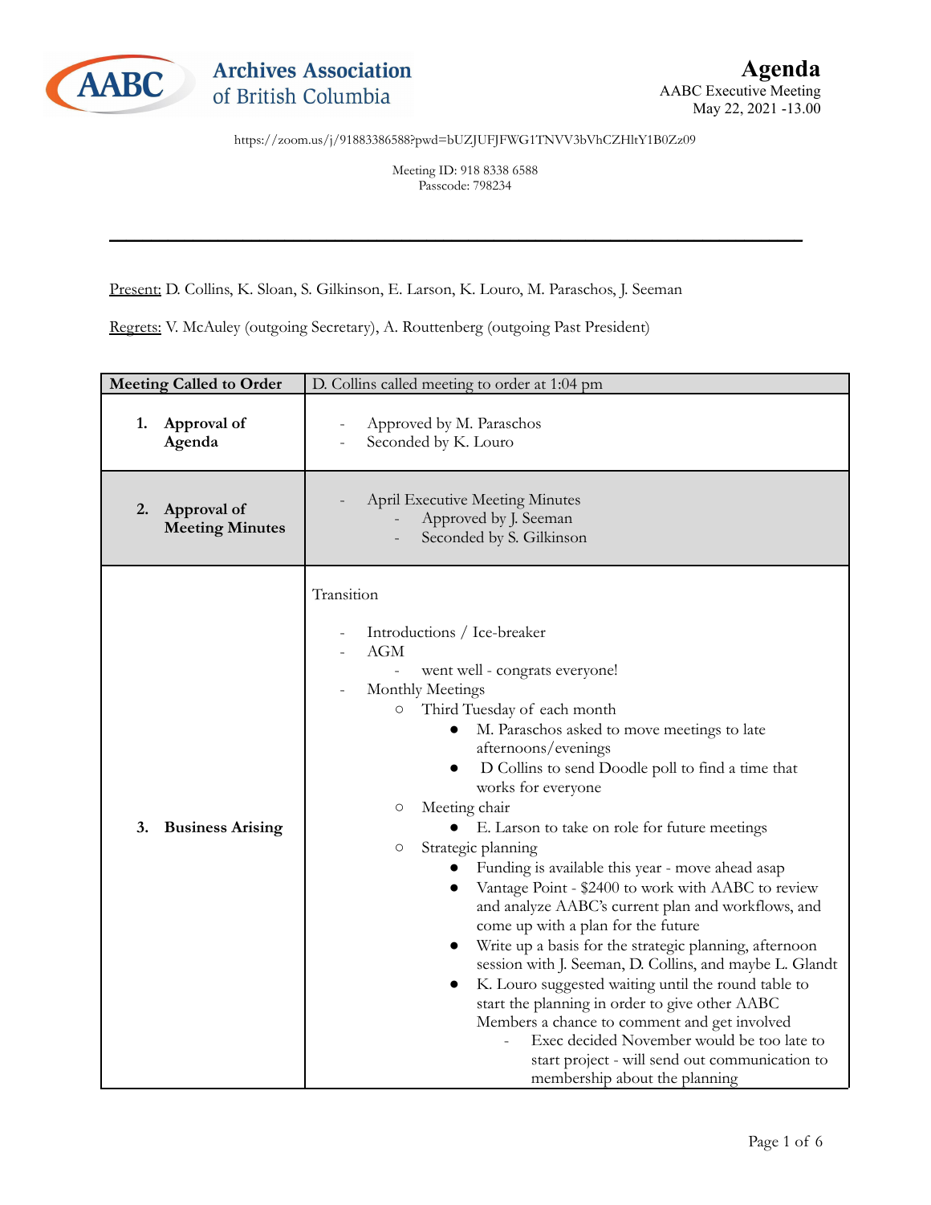**Archives Association of British Columbia**

# Agenda

AABC Executive Meeting
May 22, 2021 -13.00

https://zoom.us/j/91883386588?pwd=bUZJUFJFWG1TNVV3bVhCZHltY1B0Zz09

Meeting ID: 918 8338 6588
Passcode: 798234

---

Present: D. Collins, K. Sloan, S. Gilkinson, E. Larson, K. Louro, M. Paraschos, J. Seeman

Regrets: V. McAuley (outgoing Secretary), A. Routtenberg (outgoing Past President)

| **Meeting Called to Order** | D. Collins called meeting to order at 1:04 pm |
|---|---|
| **1. Approval of Agenda** | - Approved by M. Paraschos<br>- Seconded by K. Louro |
| **2. Approval of Meeting Minutes** | - April Executive Meeting Minutes<br>&nbsp;&nbsp;&nbsp;&nbsp;- Approved by J. Seeman<br>&nbsp;&nbsp;&nbsp;&nbsp;- Seconded by S. Gilkinson |
| **3. Business Arising** | Transition<br>- Introductions / Ice-breaker<br>- AGM<br>&nbsp;&nbsp;&nbsp;&nbsp;- went well - congrats everyone!<br>- Monthly Meetings<br>&nbsp;&nbsp;&nbsp;&nbsp;○ Third Tuesday of each month<br>&nbsp;&nbsp;&nbsp;&nbsp;&nbsp;&nbsp;&nbsp;&nbsp;● M. Paraschos asked to move meetings to late afternoons/evenings<br>&nbsp;&nbsp;&nbsp;&nbsp;&nbsp;&nbsp;&nbsp;&nbsp;● D Collins to send Doodle poll to find a time that works for everyone<br>&nbsp;&nbsp;&nbsp;&nbsp;○ Meeting chair<br>&nbsp;&nbsp;&nbsp;&nbsp;&nbsp;&nbsp;&nbsp;&nbsp;● E. Larson to take on role for future meetings<br>&nbsp;&nbsp;&nbsp;&nbsp;○ Strategic planning<br>&nbsp;&nbsp;&nbsp;&nbsp;&nbsp;&nbsp;&nbsp;&nbsp;● Funding is available this year - move ahead asap<br>&nbsp;&nbsp;&nbsp;&nbsp;&nbsp;&nbsp;&nbsp;&nbsp;● Vantage Point - $2400 to work with AABC to review and analyze AABC's current plan and workflows, and come up with a plan for the future<br>&nbsp;&nbsp;&nbsp;&nbsp;&nbsp;&nbsp;&nbsp;&nbsp;● Write up a basis for the strategic planning, afternoon session with J. Seeman, D. Collins, and maybe L. Glandt<br>&nbsp;&nbsp;&nbsp;&nbsp;&nbsp;&nbsp;&nbsp;&nbsp;● K. Louro suggested waiting until the round table to start the planning in order to give other AABC Members a chance to comment and get involved<br>&nbsp;&nbsp;&nbsp;&nbsp;&nbsp;&nbsp;&nbsp;&nbsp;&nbsp;&nbsp;&nbsp;&nbsp;- Exec decided November would be too late to start project - will send out communication to membership about the planning |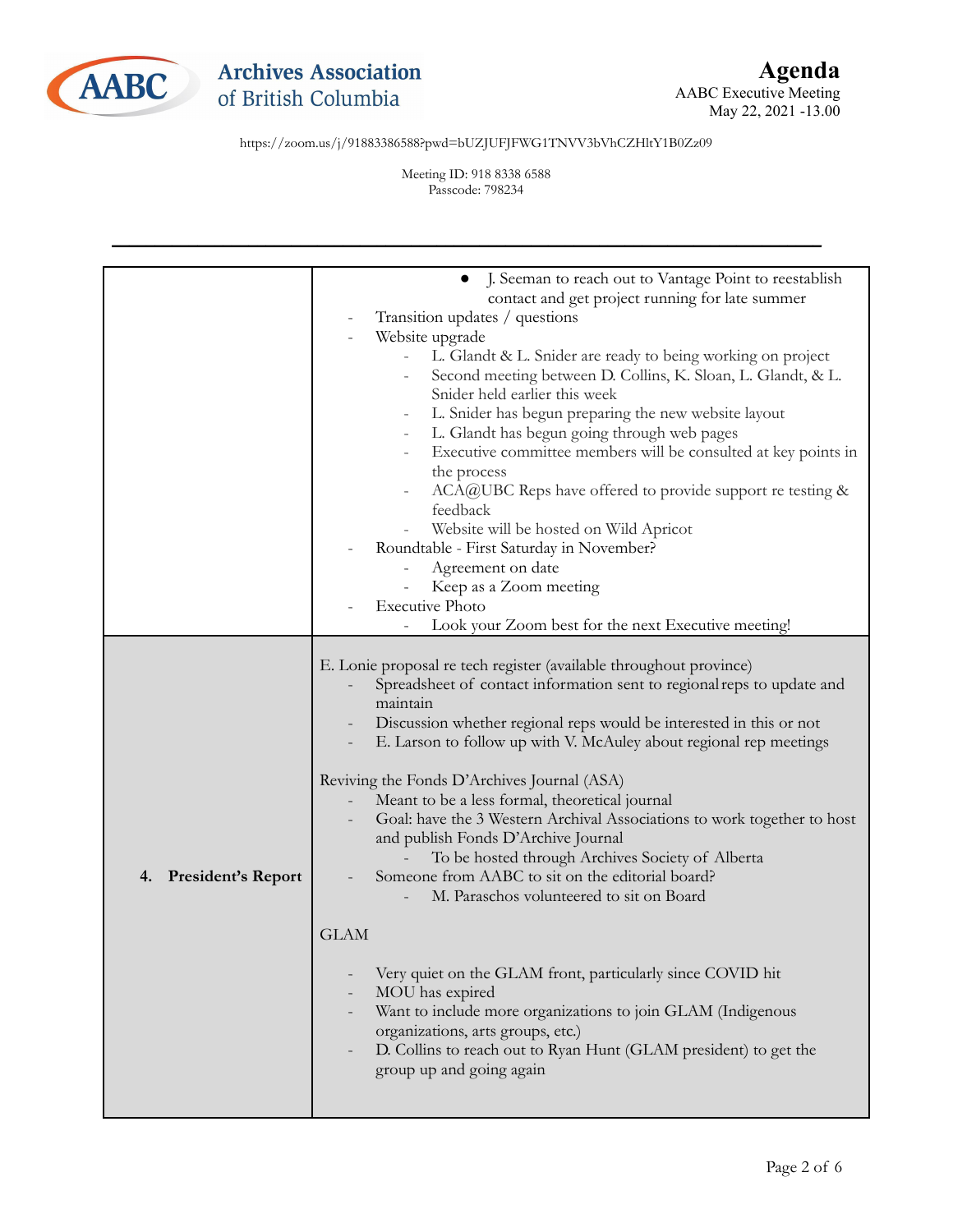**Agenda**
AABC Executive Meeting
May 22, 2021 -13.00

https://zoom.us/j/91883386588?pwd=bUZJUFJFWG1TNVV3bVhCZHltY1B0Zz09

Meeting ID: 918 8338 6588
Passcode: 798234

---

| | |
|---|---|
| | • J. Seeman to reach out to Vantage Point to reestablish contact and get project running for late summer<br>- Transition updates / questions<br>- Website upgrade<br>  - L. Glandt & L. Snider are ready to being working on project<br>  - Second meeting between D. Collins, K. Sloan, L. Glandt, & L. Snider held earlier this week<br>  - L. Snider has begun preparing the new website layout<br>  - L. Glandt has begun going through web pages<br>  - Executive committee members will be consulted at key points in the process<br>  - ACA@UBC Reps have offered to provide support re testing & feedback<br>  - Website will be hosted on Wild Apricot<br>- Roundtable - First Saturday in November?<br>  - Agreement on date<br>  - Keep as a Zoom meeting<br>- Executive Photo<br>  - Look your Zoom best for the next Executive meeting! |
| **4. President's Report** | E. Lonie proposal re tech register (available throughout province)<br>- Spreadsheet of contact information sent to regional reps to update and maintain<br>- Discussion whether regional reps would be interested in this or not<br>- E. Larson to follow up with V. McAuley about regional rep meetings<br><br>Reviving the Fonds D'Archives Journal (ASA)<br>- Meant to be a less formal, theoretical journal<br>- Goal: have the 3 Western Archival Associations to work together to host and publish Fonds D'Archive Journal<br>  - To be hosted through Archives Society of Alberta<br>- Someone from AABC to sit on the editorial board?<br>  - M. Paraschos volunteered to sit on Board<br><br>GLAM<br><br>- Very quiet on the GLAM front, particularly since COVID hit<br>- MOU has expired<br>- Want to include more organizations to join GLAM (Indigenous organizations, arts groups, etc.)<br>- D. Collins to reach out to Ryan Hunt (GLAM president) to get the group up and going again |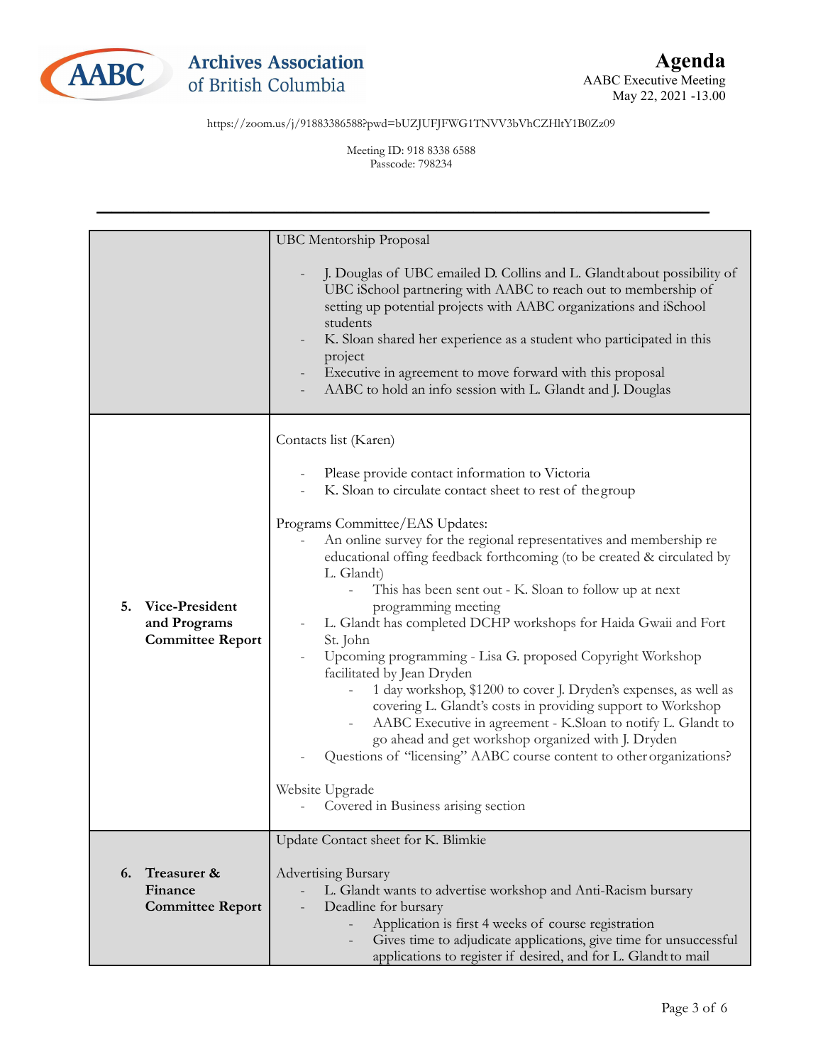# Agenda

AABC Executive Meeting
May 22, 2021 -13.00

https://zoom.us/j/91883386588?pwd=bUZJUFJFWG1TNVV3bVhCZHltY1B0Zz09

Meeting ID: 918 8338 6588
Passcode: 798234

---

| | |
|---|---|
| | UBC Mentorship Proposal<br><br>- J. Douglas of UBC emailed D. Collins and L. Glandt about possibility of UBC iSchool partnering with AABC to reach out to membership of setting up potential projects with AABC organizations and iSchool students<br>- K. Sloan shared her experience as a student who participated in this project<br>- Executive in agreement to move forward with this proposal<br>- AABC to hold an info session with L. Glandt and J. Douglas |
| **5. Vice-President and Programs Committee Report** | Contacts list (Karen)<br><br>- Please provide contact information to Victoria<br>- K. Sloan to circulate contact sheet to rest of the group<br><br>Programs Committee/EAS Updates:<br>- An online survey for the regional representatives and membership re educational offing feedback forthcoming (to be created & circulated by L. Glandt)<br>&nbsp;&nbsp;&nbsp;&nbsp;- This has been sent out - K. Sloan to follow up at next programming meeting<br>- L. Glandt has completed DCHP workshops for Haida Gwaii and Fort St. John<br>- Upcoming programming - Lisa G. proposed Copyright Workshop facilitated by Jean Dryden<br>&nbsp;&nbsp;&nbsp;&nbsp;- 1 day workshop, $1200 to cover J. Dryden's expenses, as well as covering L. Glandt's costs in providing support to Workshop<br>&nbsp;&nbsp;&nbsp;&nbsp;- AABC Executive in agreement - K.Sloan to notify L. Glandt to go ahead and get workshop organized with J. Dryden<br>- Questions of "licensing" AABC course content to other organizations?<br><br>Website Upgrade<br>- Covered in Business arising section |
| **6. Treasurer & Finance Committee Report** | Update Contact sheet for K. Blimkie<br><br>Advertising Bursary<br>- L. Glandt wants to advertise workshop and Anti-Racism bursary<br>- Deadline for bursary<br>&nbsp;&nbsp;&nbsp;&nbsp;- Application is first 4 weeks of course registration<br>&nbsp;&nbsp;&nbsp;&nbsp;- Gives time to adjudicate applications, give time for unsuccessful applications to register if desired, and for L. Glandt to mail |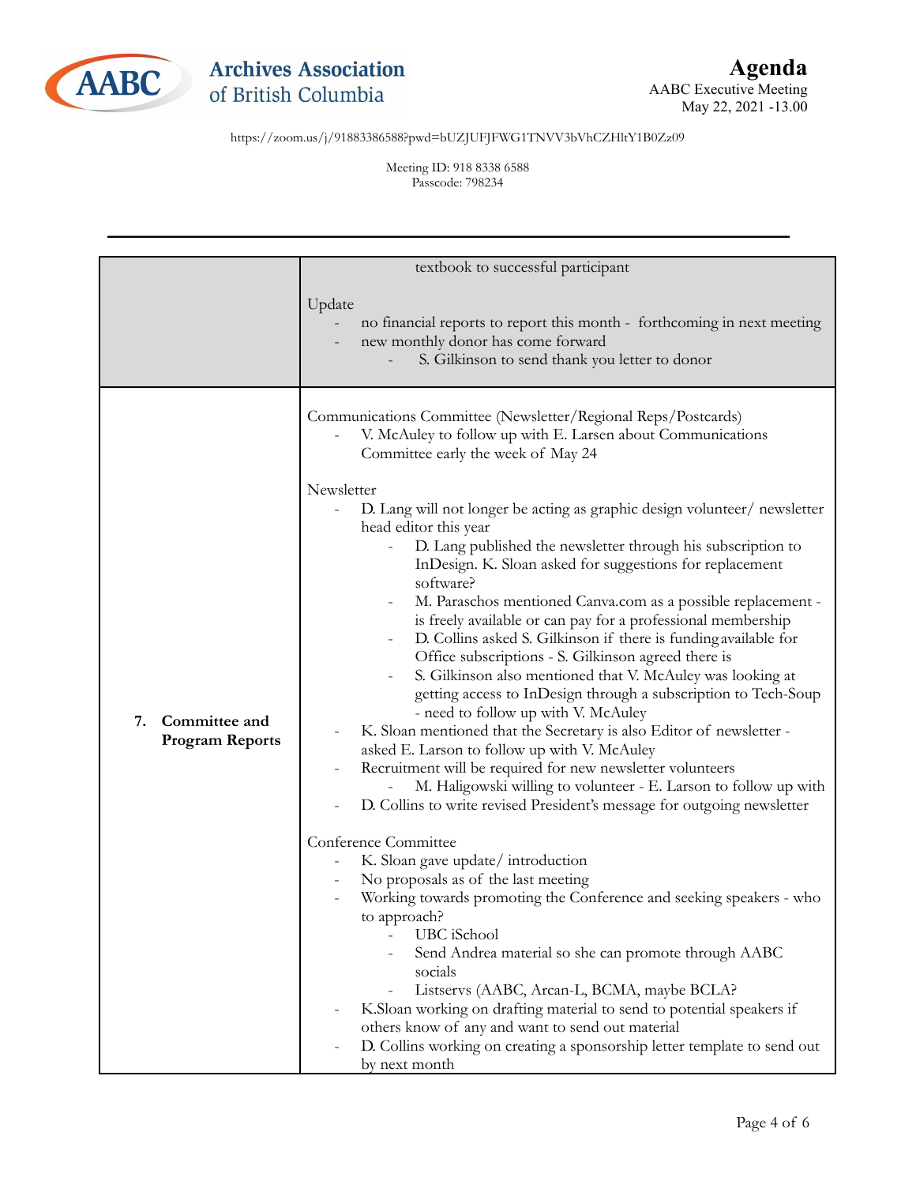**Archives Association of British Columbia**

# Agenda

AABC Executive Meeting
May 22, 2021 -13.00

https://zoom.us/j/91883386588?pwd=bUZJUFJFWG1TNVV3bVhCZHltY1B0Zz09

Meeting ID: 918 8338 6588
Passcode: 798234

| | |
|---|---|
| | textbook to successful participant<br><br>Update<br>- no financial reports to report this month - forthcoming in next meeting<br>- new monthly donor has come forward<br>  - S. Gilkinson to send thank you letter to donor |
| **7. Committee and Program Reports** | Communications Committee (Newsletter/Regional Reps/Postcards)<br>- V. McAuley to follow up with E. Larsen about Communications Committee early the week of May 24<br><br>Newsletter<br>- D. Lang will not longer be acting as graphic design volunteer/ newsletter head editor this year<br>  - D. Lang published the newsletter through his subscription to InDesign. K. Sloan asked for suggestions for replacement software?<br>  - M. Paraschos mentioned Canva.com as a possible replacement - is freely available or can pay for a professional membership<br>  - D. Collins asked S. Gilkinson if there is funding available for Office subscriptions - S. Gilkinson agreed there is<br>  - S. Gilkinson also mentioned that V. McAuley was looking at getting access to InDesign through a subscription to Tech-Soup - need to follow up with V. McAuley<br>- K. Sloan mentioned that the Secretary is also Editor of newsletter - asked E. Larson to follow up with V. McAuley<br>- Recruitment will be required for new newsletter volunteers<br>  - M. Haligowski willing to volunteer - E. Larson to follow up with<br>- D. Collins to write revised President's message for outgoing newsletter<br><br>Conference Committee<br>- K. Sloan gave update/ introduction<br>- No proposals as of the last meeting<br>- Working towards promoting the Conference and seeking speakers - who to approach?<br>  - UBC iSchool<br>  - Send Andrea material so she can promote through AABC socials<br>  - Listservs (AABC, Arcan-L, BCMA, maybe BCLA?<br>- K.Sloan working on drafting material to send to potential speakers if others know of any and want to send out material<br>- D. Collins working on creating a sponsorship letter template to send out by next month |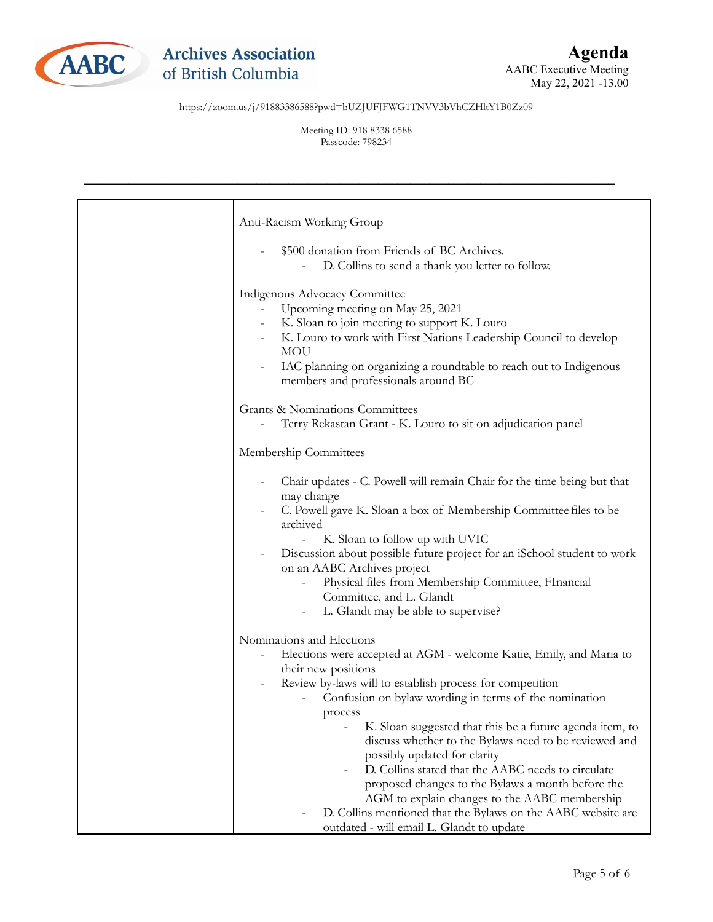# Agenda

AABC Executive Meeting
May 22, 2021 -13.00

https://zoom.us/j/91883386588?pwd=bUZJUFJFWG1TNVV3bVhCZHltY1B0Zz09

Meeting ID: 918 8338 6588
Passcode: 798234

---

| | |
|---|---|
| | Anti-Racism Working Group<br><br>- $500 donation from Friends of BC Archives.<br>    - D. Collins to send a thank you letter to follow.<br><br>Indigenous Advocacy Committee<br>- Upcoming meeting on May 25, 2021<br>- K. Sloan to join meeting to support K. Louro<br>- K. Louro to work with First Nations Leadership Council to develop MOU<br>- IAC planning on organizing a roundtable to reach out to Indigenous members and professionals around BC<br><br>Grants & Nominations Committees<br>- Terry Rekastan Grant - K. Louro to sit on adjudication panel<br><br>Membership Committees<br><br>- Chair updates - C. Powell will remain Chair for the time being but that may change<br>- C. Powell gave K. Sloan a box of Membership Committee files to be archived<br>    - K. Sloan to follow up with UVIC<br>- Discussion about possible future project for an iSchool student to work on an AABC Archives project<br>    - Physical files from Membership Committee, FInancial Committee, and L. Glandt<br>    - L. Glandt may be able to supervise?<br><br>Nominations and Elections<br>- Elections were accepted at AGM - welcome Katie, Emily, and Maria to their new positions<br>- Review by-laws will to establish process for competition<br>    - Confusion on bylaw wording in terms of the nomination process<br>        - K. Sloan suggested that this be a future agenda item, to discuss whether to the Bylaws need to be reviewed and possibly updated for clarity<br>        - D. Collins stated that the AABC needs to circulate proposed changes to the Bylaws a month before the AGM to explain changes to the AABC membership<br>    - D. Collins mentioned that the Bylaws on the AABC website are outdated - will email L. Glandt to update |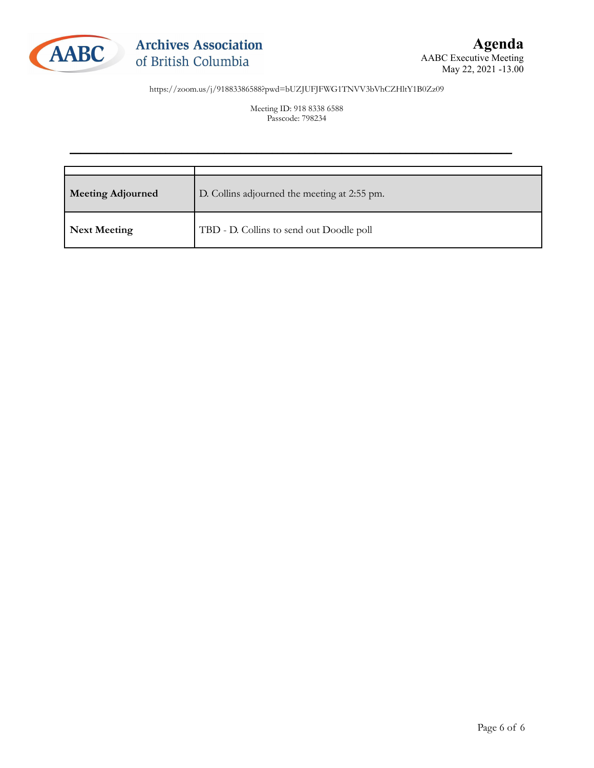**Archives Association of British Columbia**

# Agenda

AABC Executive Meeting
May 22, 2021 -13.00

https://zoom.us/j/91883386588?pwd=bUZJUFJFWG1TNVV3bVhCZHltY1B0Zz09

Meeting ID: 918 8338 6588
Passcode: 798234

| | |
|---|---|
| **Meeting Adjourned** | D. Collins adjourned the meeting at 2:55 pm. |
| **Next Meeting** | TBD - D. Collins to send out Doodle poll |